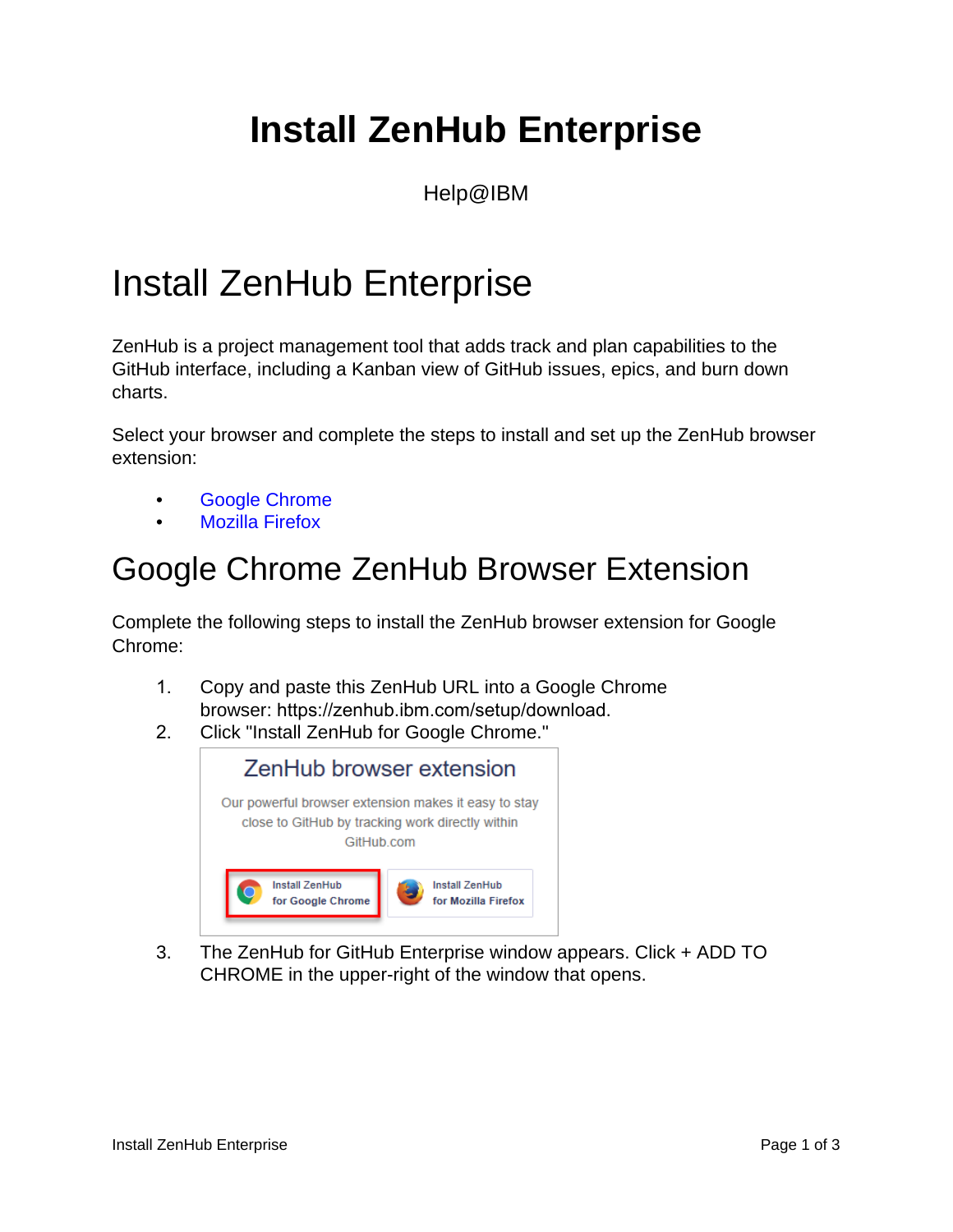# Install ZenHub Enterprise

Help@IBM

## Install ZenHub Enterprise

ZenHub is a project management tool that adds track and plan capabilities to the GitHub interface, including a Kanban view of GitHub issues, epics, and burn down charts.

Select your browser and complete the steps to install and set up the ZenHub browser extension:

- Google Chrome
- Mozilla Firefox

## Google Chrome ZenHub Browser Extension

Complete the following steps to install the ZenHub browser extension for Google Chrome:

1. Copy and paste this ZenHub URL into a Google Chrome browser: https://zenhub.ibm.com/setup/download.
2. Click "Install ZenHub for Google Chrome."
3. The ZenHub for GitHub Enterprise window appears. Click + ADD TO CHROME in the upper-right of the window that opens.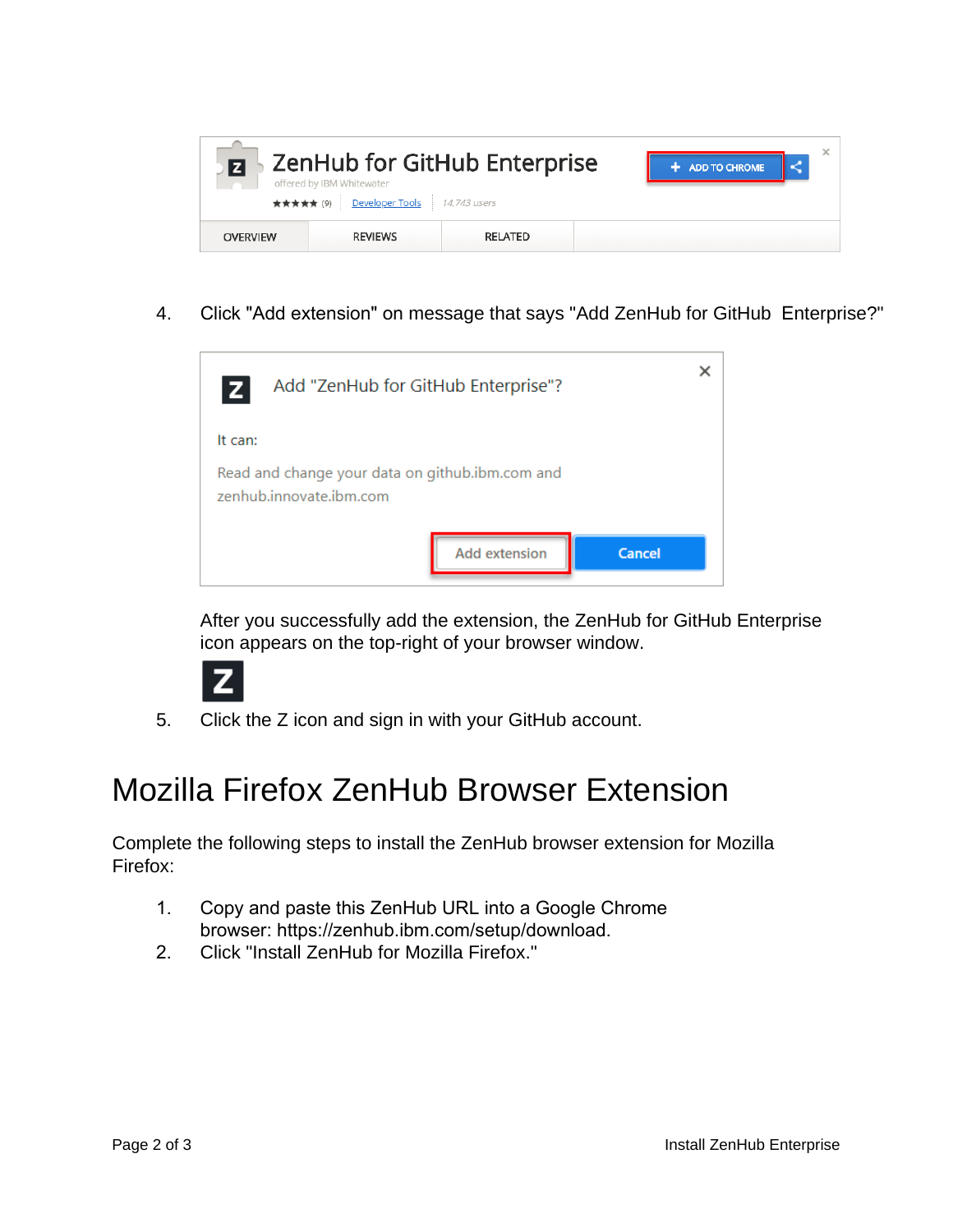4. Click "Add extension" on message that says "Add ZenHub for GitHub Enterprise?"

   After you successfully add the extension, the ZenHub for GitHub Enterprise icon appears on the top-right of your browser window.

5. Click the Z icon and sign in with your GitHub account.

# Mozilla Firefox ZenHub Browser Extension

Complete the following steps to install the ZenHub browser extension for Mozilla Firefox:

1. Copy and paste this ZenHub URL into a Google Chrome browser: https://zenhub.ibm.com/setup/download.
2. Click "Install ZenHub for Mozilla Firefox."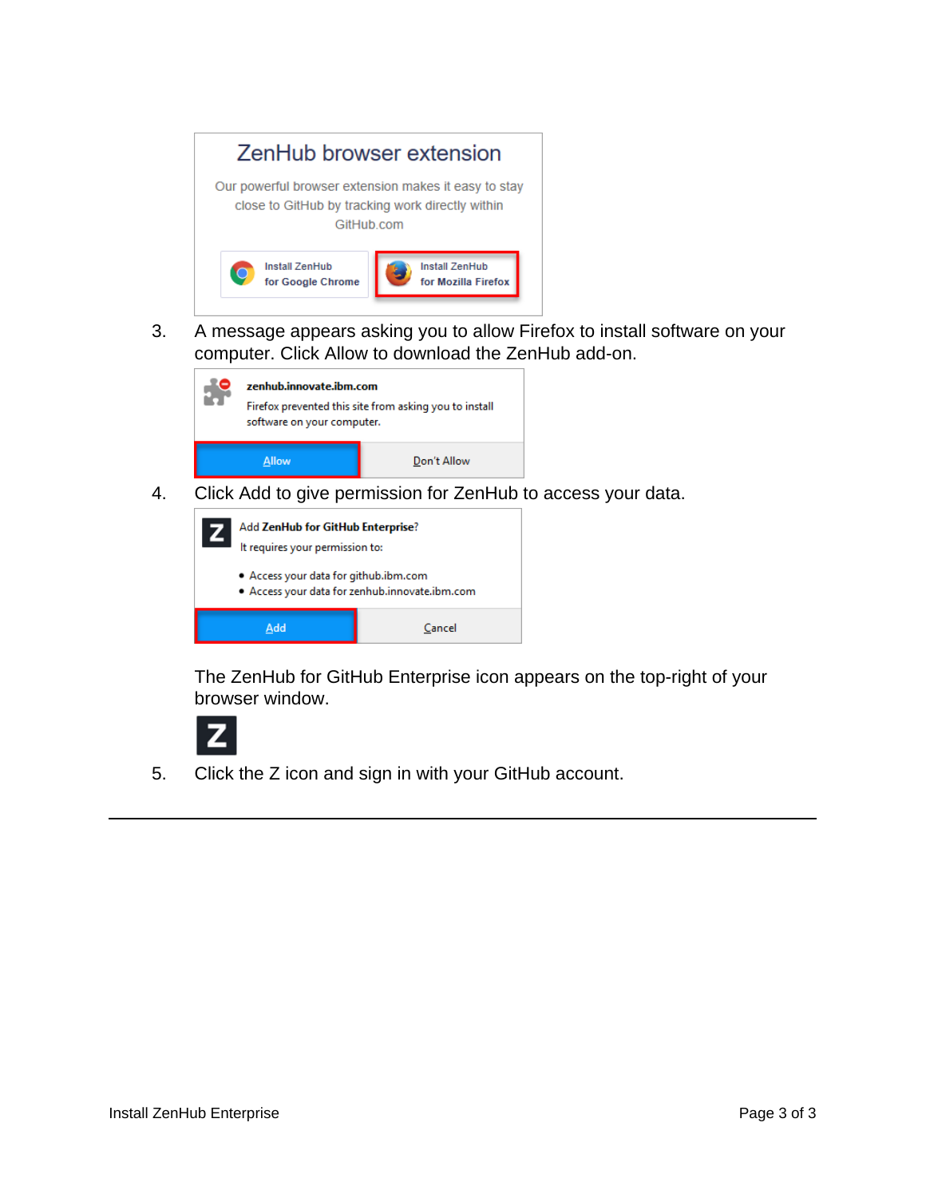3. A message appears asking you to allow Firefox to install software on your computer. Click Allow to download the ZenHub add-on.

4. Click Add to give permission for ZenHub to access your data.

   The ZenHub for GitHub Enterprise icon appears on the top-right of your browser window.

5. Click the Z icon and sign in with your GitHub account.

---